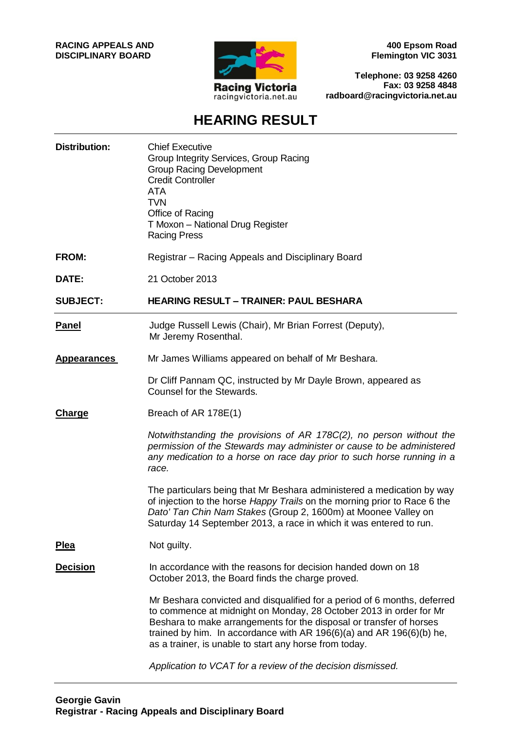**RACING APPEALS AND DISCIPLINARY BOARD**

Racing Victoria
racingvictoria.net.au

**400 Epsom Road**
**Flemington VIC 3031**

**Telephone: 03 9258 4260**
**Fax: 03 9258 4848**
**radboard@racingvictoria.net.au**

# HEARING RESULT

**Distribution:**
Chief Executive
Group Integrity Services, Group Racing
Group Racing Development
Credit Controller
ATA
TVN
Office of Racing
T Moxon – National Drug Register
Racing Press

**FROM:** Registrar – Racing Appeals and Disciplinary Board

**DATE:** 21 October 2013

**SUBJECT:** **HEARING RESULT – TRAINER: PAUL BESHARA**

**Panel**

Judge Russell Lewis (Chair), Mr Brian Forrest (Deputy), Mr Jeremy Rosenthal.

**Appearances**

Mr James Williams appeared on behalf of Mr Beshara.

Dr Cliff Pannam QC, instructed by Mr Dayle Brown, appeared as Counsel for the Stewards.

**Charge**

Breach of AR 178E(1)

*Notwithstanding the provisions of AR 178C(2), no person without the permission of the Stewards may administer or cause to be administered any medication to a horse on race day prior to such horse running in a race.*

The particulars being that Mr Beshara administered a medication by way of injection to the horse *Happy Trails* on the morning prior to Race 6 the *Dato' Tan Chin Nam Stakes* (Group 2, 1600m) at Moonee Valley on Saturday 14 September 2013, a race in which it was entered to run.

**Plea**

Not guilty.

**Decision**

In accordance with the reasons for decision handed down on 18 October 2013, the Board finds the charge proved.

Mr Beshara convicted and disqualified for a period of 6 months, deferred to commence at midnight on Monday, 28 October 2013 in order for Mr Beshara to make arrangements for the disposal or transfer of horses trained by him. In accordance with AR 196(6)(a) and AR 196(6)(b) he, as a trainer, is unable to start any horse from today.

*Application to VCAT for a review of the decision dismissed.*

**Georgie Gavin**
**Registrar - Racing Appeals and Disciplinary Board**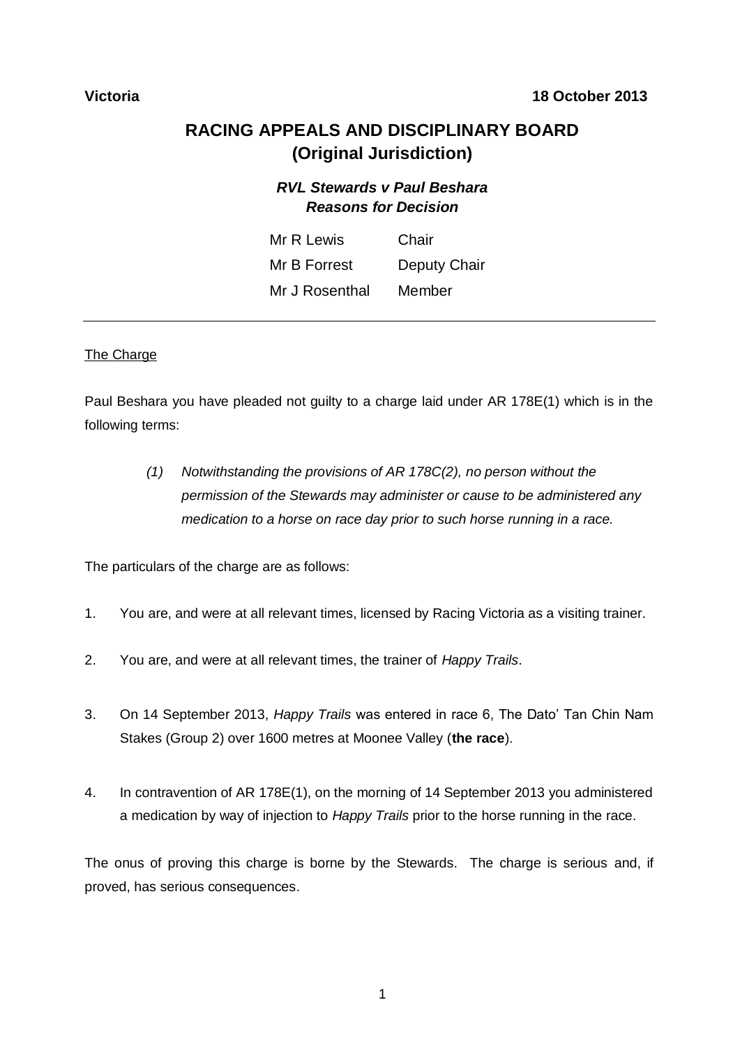**Victoria** **18 October 2013**

# RACING APPEALS AND DISCIPLINARY BOARD (Original Jurisdiction)

***RVL Stewards v Paul Beshara***
***Reasons for Decision***

| | |
|---|---|
| Mr R Lewis | Chair |
| Mr B Forrest | Deputy Chair |
| Mr J Rosenthal | Member |

---

## The Charge

Paul Beshara you have pleaded not guilty to a charge laid under AR 178E(1) which is in the following terms:

> *(1) Notwithstanding the provisions of AR 178C(2), no person without the permission of the Stewards may administer or cause to be administered any medication to a horse on race day prior to such horse running in a race.*

The particulars of the charge are as follows:

1. You are, and were at all relevant times, licensed by Racing Victoria as a visiting trainer.
2. You are, and were at all relevant times, the trainer of *Happy Trails*.
3. On 14 September 2013, *Happy Trails* was entered in race 6, The Dato' Tan Chin Nam Stakes (Group 2) over 1600 metres at Moonee Valley (**the race**).
4. In contravention of AR 178E(1), on the morning of 14 September 2013 you administered a medication by way of injection to *Happy Trails* prior to the horse running in the race.

The onus of proving this charge is borne by the Stewards. The charge is serious and, if proved, has serious consequences.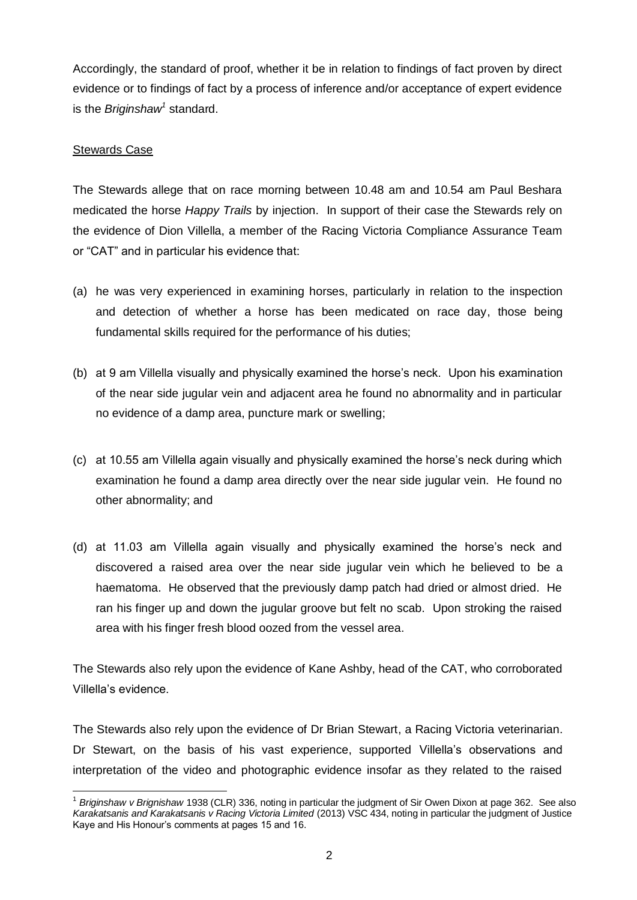Accordingly, the standard of proof, whether it be in relation to findings of fact proven by direct evidence or to findings of fact by a process of inference and/or acceptance of expert evidence is the *Briginshaw*[1] standard.

Stewards Case

The Stewards allege that on race morning between 10.48 am and 10.54 am Paul Beshara medicated the horse *Happy Trails* by injection. In support of their case the Stewards rely on the evidence of Dion Villella, a member of the Racing Victoria Compliance Assurance Team or "CAT" and in particular his evidence that:

(a) he was very experienced in examining horses, particularly in relation to the inspection and detection of whether a horse has been medicated on race day, those being fundamental skills required for the performance of his duties;

(b) at 9 am Villella visually and physically examined the horse's neck. Upon his examination of the near side jugular vein and adjacent area he found no abnormality and in particular no evidence of a damp area, puncture mark or swelling;

(c) at 10.55 am Villella again visually and physically examined the horse's neck during which examination he found a damp area directly over the near side jugular vein. He found no other abnormality; and

(d) at 11.03 am Villella again visually and physically examined the horse's neck and discovered a raised area over the near side jugular vein which he believed to be a haematoma. He observed that the previously damp patch had dried or almost dried. He ran his finger up and down the jugular groove but felt no scab. Upon stroking the raised area with his finger fresh blood oozed from the vessel area.

The Stewards also rely upon the evidence of Kane Ashby, head of the CAT, who corroborated Villella's evidence.

The Stewards also rely upon the evidence of Dr Brian Stewart, a Racing Victoria veterinarian. Dr Stewart, on the basis of his vast experience, supported Villella's observations and interpretation of the video and photographic evidence insofar as they related to the raised

---

[1] *Briginshaw v Brignishaw* 1938 (CLR) 336, noting in particular the judgment of Sir Owen Dixon at page 362. See also *Karakatsanis and Karakatsanis v Racing Victoria Limited* (2013) VSC 434, noting in particular the judgment of Justice Kaye and His Honour's comments at pages 15 and 16.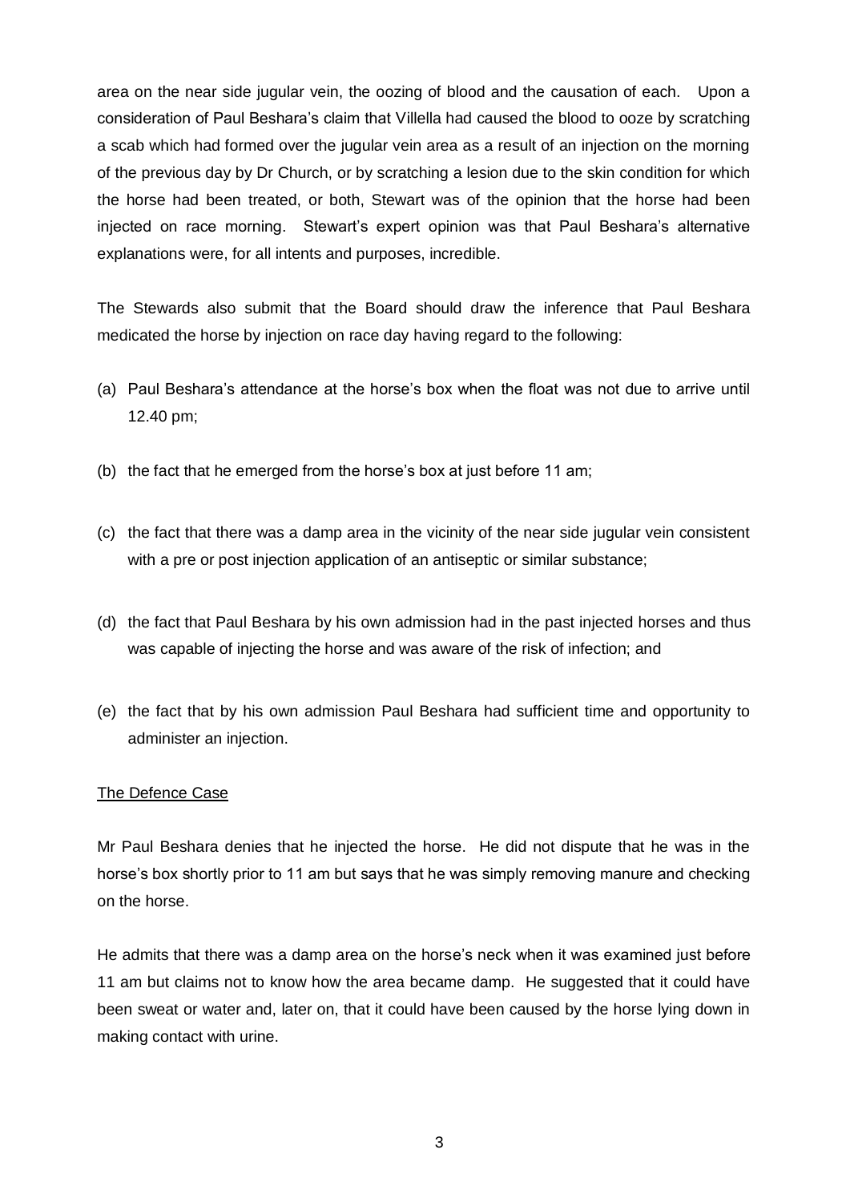area on the near side jugular vein, the oozing of blood and the causation of each. Upon a consideration of Paul Beshara's claim that Villella had caused the blood to ooze by scratching a scab which had formed over the jugular vein area as a result of an injection on the morning of the previous day by Dr Church, or by scratching a lesion due to the skin condition for which the horse had been treated, or both, Stewart was of the opinion that the horse had been injected on race morning. Stewart's expert opinion was that Paul Beshara's alternative explanations were, for all intents and purposes, incredible.

The Stewards also submit that the Board should draw the inference that Paul Beshara medicated the horse by injection on race day having regard to the following:

(a) Paul Beshara's attendance at the horse's box when the float was not due to arrive until 12.40 pm;

(b) the fact that he emerged from the horse's box at just before 11 am;

(c) the fact that there was a damp area in the vicinity of the near side jugular vein consistent with a pre or post injection application of an antiseptic or similar substance;

(d) the fact that Paul Beshara by his own admission had in the past injected horses and thus was capable of injecting the horse and was aware of the risk of infection; and

(e) the fact that by his own admission Paul Beshara had sufficient time and opportunity to administer an injection.

<u>The Defence Case</u>

Mr Paul Beshara denies that he injected the horse. He did not dispute that he was in the horse's box shortly prior to 11 am but says that he was simply removing manure and checking on the horse.

He admits that there was a damp area on the horse's neck when it was examined just before 11 am but claims not to know how the area became damp. He suggested that it could have been sweat or water and, later on, that it could have been caused by the horse lying down in making contact with urine.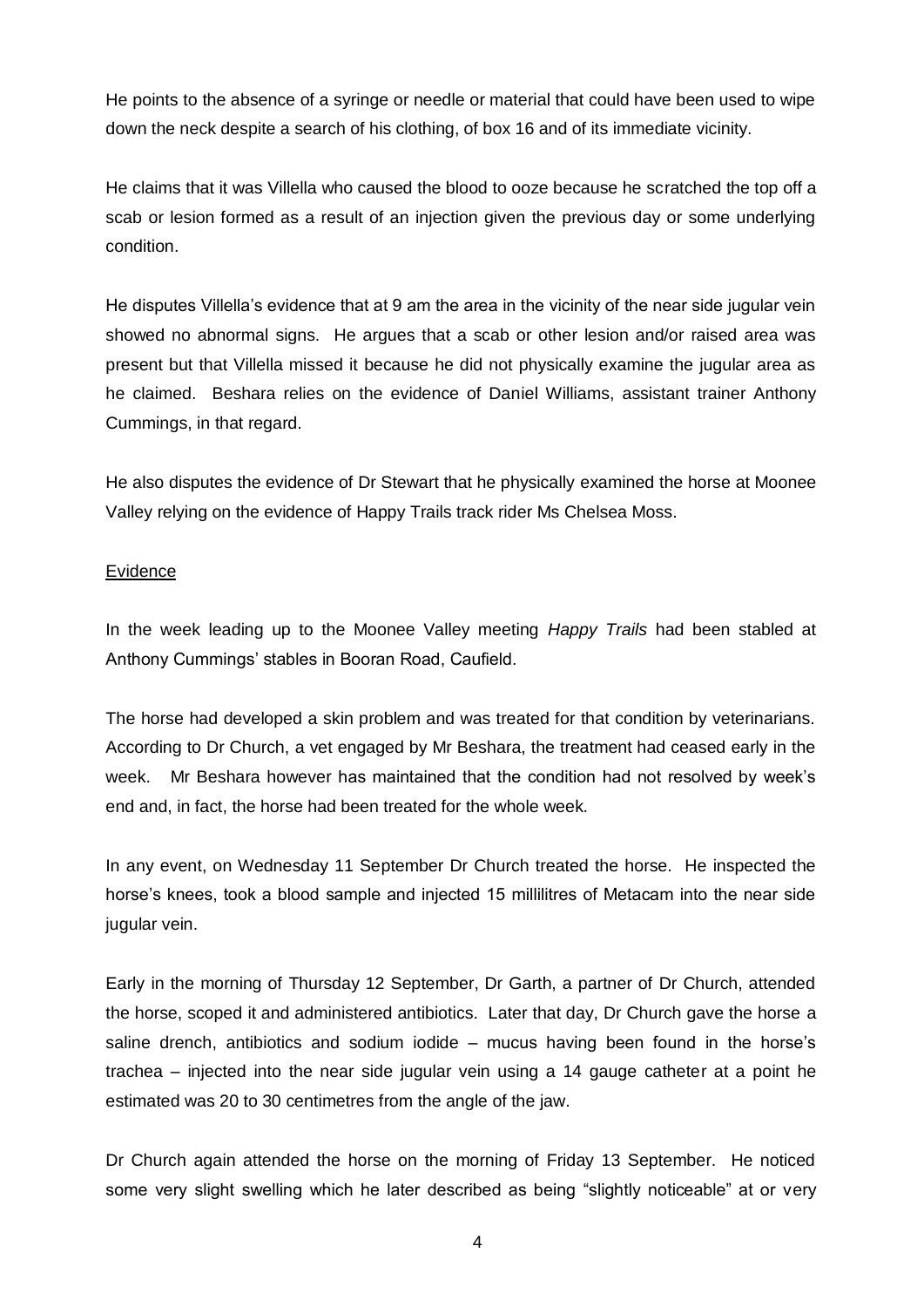He points to the absence of a syringe or needle or material that could have been used to wipe down the neck despite a search of his clothing, of box 16 and of its immediate vicinity.

He claims that it was Villella who caused the blood to ooze because he scratched the top off a scab or lesion formed as a result of an injection given the previous day or some underlying condition.

He disputes Villella's evidence that at 9 am the area in the vicinity of the near side jugular vein showed no abnormal signs. He argues that a scab or other lesion and/or raised area was present but that Villella missed it because he did not physically examine the jugular area as he claimed. Beshara relies on the evidence of Daniel Williams, assistant trainer Anthony Cummings, in that regard.

He also disputes the evidence of Dr Stewart that he physically examined the horse at Moonee Valley relying on the evidence of Happy Trails track rider Ms Chelsea Moss.

<u>Evidence</u>

In the week leading up to the Moonee Valley meeting *Happy Trails* had been stabled at Anthony Cummings' stables in Booran Road, Caufield.

The horse had developed a skin problem and was treated for that condition by veterinarians. According to Dr Church, a vet engaged by Mr Beshara, the treatment had ceased early in the week. Mr Beshara however has maintained that the condition had not resolved by week's end and, in fact, the horse had been treated for the whole week.

In any event, on Wednesday 11 September Dr Church treated the horse. He inspected the horse's knees, took a blood sample and injected 15 millilitres of Metacam into the near side jugular vein.

Early in the morning of Thursday 12 September, Dr Garth, a partner of Dr Church, attended the horse, scoped it and administered antibiotics. Later that day, Dr Church gave the horse a saline drench, antibiotics and sodium iodide – mucus having been found in the horse's trachea – injected into the near side jugular vein using a 14 gauge catheter at a point he estimated was 20 to 30 centimetres from the angle of the jaw.

Dr Church again attended the horse on the morning of Friday 13 September. He noticed some very slight swelling which he later described as being "slightly noticeable" at or very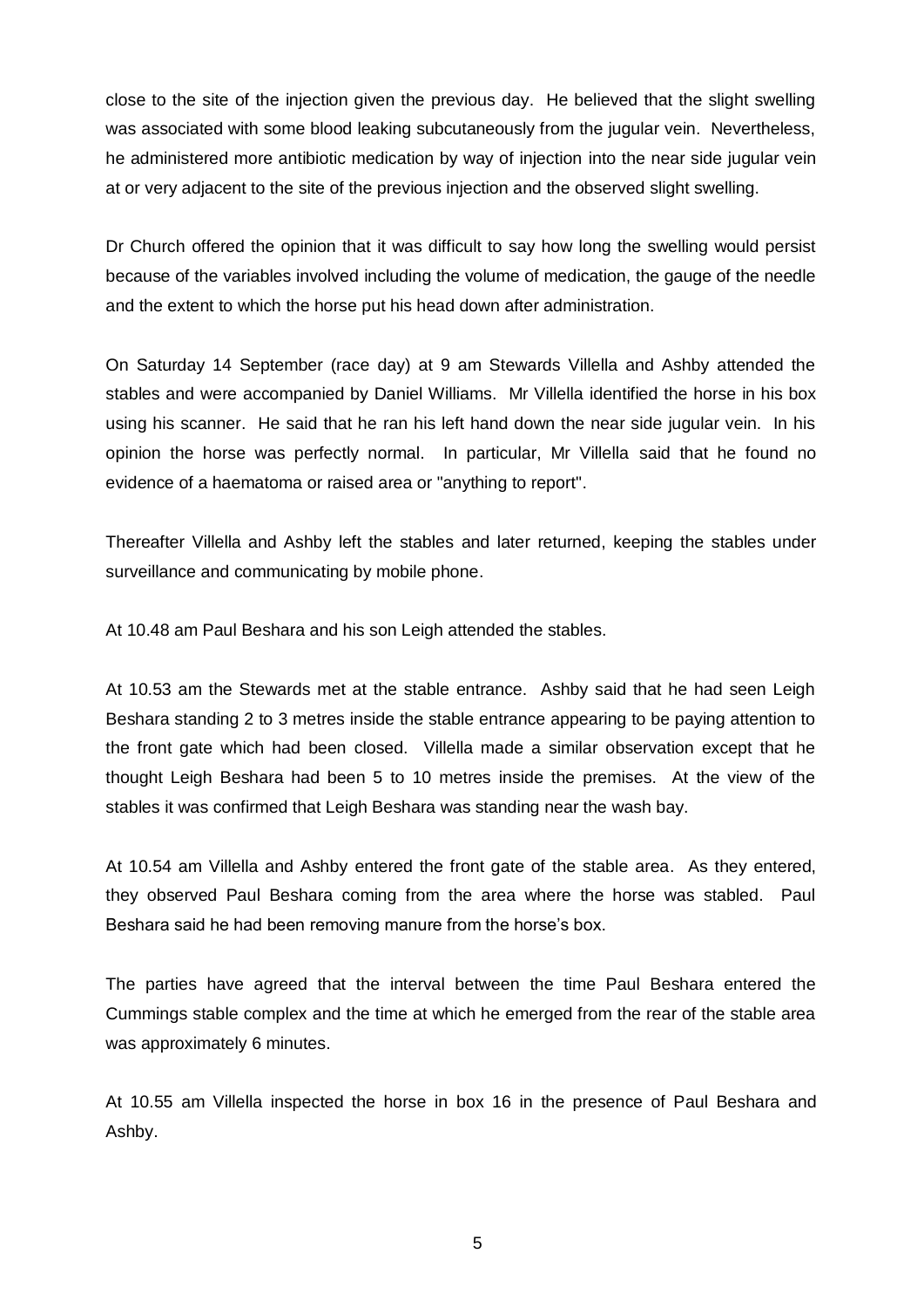close to the site of the injection given the previous day. He believed that the slight swelling was associated with some blood leaking subcutaneously from the jugular vein. Nevertheless, he administered more antibiotic medication by way of injection into the near side jugular vein at or very adjacent to the site of the previous injection and the observed slight swelling.

Dr Church offered the opinion that it was difficult to say how long the swelling would persist because of the variables involved including the volume of medication, the gauge of the needle and the extent to which the horse put his head down after administration.

On Saturday 14 September (race day) at 9 am Stewards Villella and Ashby attended the stables and were accompanied by Daniel Williams. Mr Villella identified the horse in his box using his scanner. He said that he ran his left hand down the near side jugular vein. In his opinion the horse was perfectly normal. In particular, Mr Villella said that he found no evidence of a haematoma or raised area or "anything to report".

Thereafter Villella and Ashby left the stables and later returned, keeping the stables under surveillance and communicating by mobile phone.

At 10.48 am Paul Beshara and his son Leigh attended the stables.

At 10.53 am the Stewards met at the stable entrance. Ashby said that he had seen Leigh Beshara standing 2 to 3 metres inside the stable entrance appearing to be paying attention to the front gate which had been closed. Villella made a similar observation except that he thought Leigh Beshara had been 5 to 10 metres inside the premises. At the view of the stables it was confirmed that Leigh Beshara was standing near the wash bay.

At 10.54 am Villella and Ashby entered the front gate of the stable area. As they entered, they observed Paul Beshara coming from the area where the horse was stabled. Paul Beshara said he had been removing manure from the horse's box.

The parties have agreed that the interval between the time Paul Beshara entered the Cummings stable complex and the time at which he emerged from the rear of the stable area was approximately 6 minutes.

At 10.55 am Villella inspected the horse in box 16 in the presence of Paul Beshara and Ashby.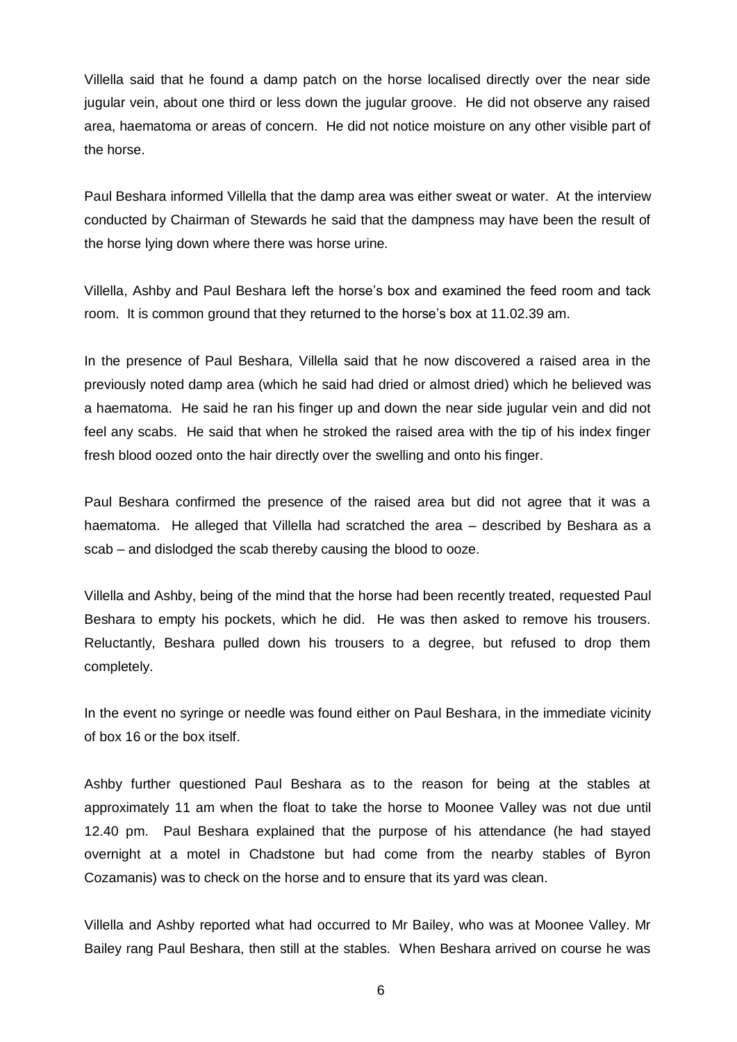Villella said that he found a damp patch on the horse localised directly over the near side jugular vein, about one third or less down the jugular groove. He did not observe any raised area, haematoma or areas of concern. He did not notice moisture on any other visible part of the horse.

Paul Beshara informed Villella that the damp area was either sweat or water. At the interview conducted by Chairman of Stewards he said that the dampness may have been the result of the horse lying down where there was horse urine.

Villella, Ashby and Paul Beshara left the horse's box and examined the feed room and tack room. It is common ground that they returned to the horse's box at 11.02.39 am.

In the presence of Paul Beshara, Villella said that he now discovered a raised area in the previously noted damp area (which he said had dried or almost dried) which he believed was a haematoma. He said he ran his finger up and down the near side jugular vein and did not feel any scabs. He said that when he stroked the raised area with the tip of his index finger fresh blood oozed onto the hair directly over the swelling and onto his finger.

Paul Beshara confirmed the presence of the raised area but did not agree that it was a haematoma. He alleged that Villella had scratched the area – described by Beshara as a scab – and dislodged the scab thereby causing the blood to ooze.

Villella and Ashby, being of the mind that the horse had been recently treated, requested Paul Beshara to empty his pockets, which he did. He was then asked to remove his trousers. Reluctantly, Beshara pulled down his trousers to a degree, but refused to drop them completely.

In the event no syringe or needle was found either on Paul Beshara, in the immediate vicinity of box 16 or the box itself.

Ashby further questioned Paul Beshara as to the reason for being at the stables at approximately 11 am when the float to take the horse to Moonee Valley was not due until 12.40 pm. Paul Beshara explained that the purpose of his attendance (he had stayed overnight at a motel in Chadstone but had come from the nearby stables of Byron Cozamanis) was to check on the horse and to ensure that its yard was clean.

Villella and Ashby reported what had occurred to Mr Bailey, who was at Moonee Valley. Mr Bailey rang Paul Beshara, then still at the stables. When Beshara arrived on course he was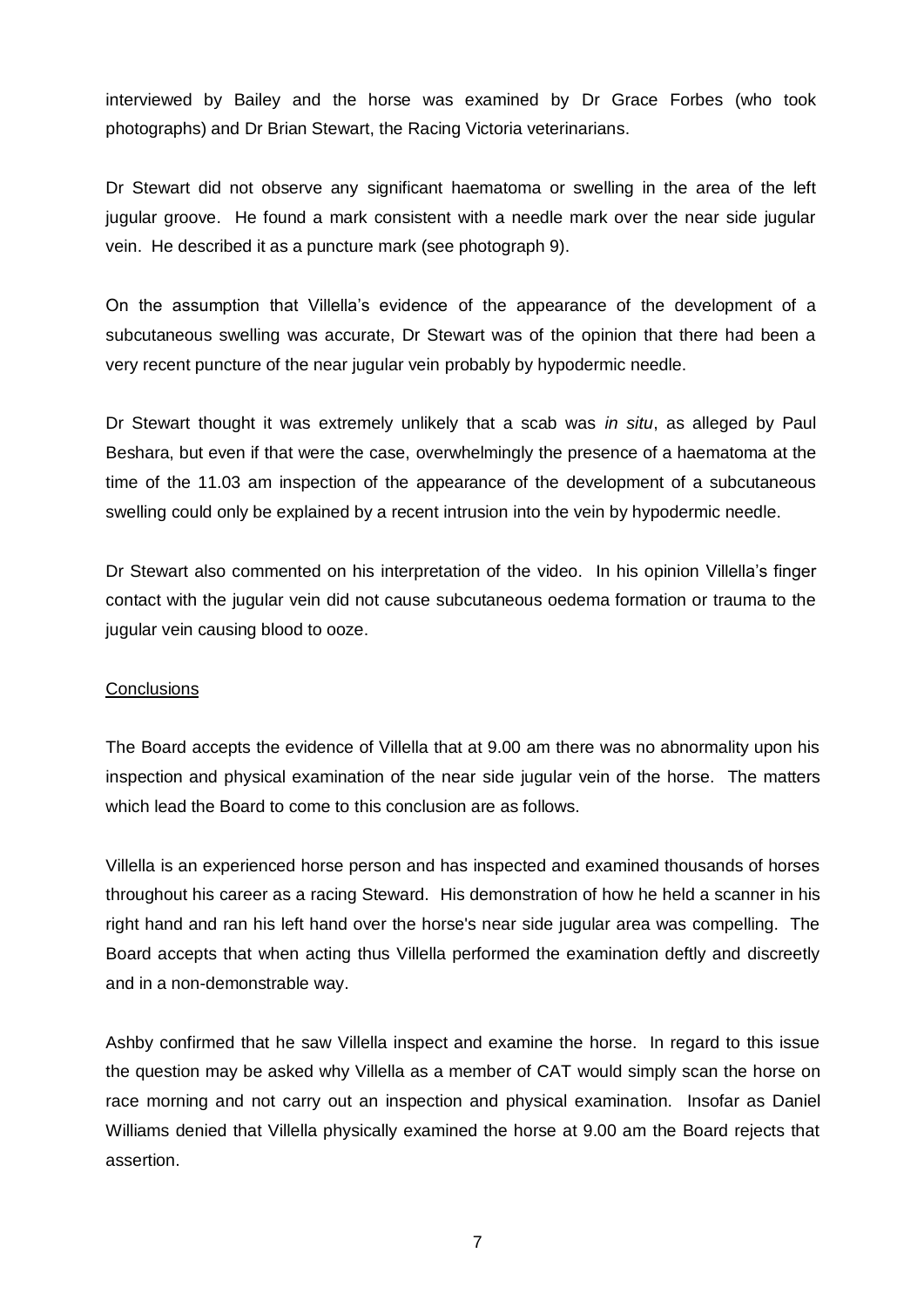interviewed by Bailey and the horse was examined by Dr Grace Forbes (who took photographs) and Dr Brian Stewart, the Racing Victoria veterinarians.

Dr Stewart did not observe any significant haematoma or swelling in the area of the left jugular groove. He found a mark consistent with a needle mark over the near side jugular vein. He described it as a puncture mark (see photograph 9).

On the assumption that Villella's evidence of the appearance of the development of a subcutaneous swelling was accurate, Dr Stewart was of the opinion that there had been a very recent puncture of the near jugular vein probably by hypodermic needle.

Dr Stewart thought it was extremely unlikely that a scab was *in situ*, as alleged by Paul Beshara, but even if that were the case, overwhelmingly the presence of a haematoma at the time of the 11.03 am inspection of the appearance of the development of a subcutaneous swelling could only be explained by a recent intrusion into the vein by hypodermic needle.

Dr Stewart also commented on his interpretation of the video. In his opinion Villella's finger contact with the jugular vein did not cause subcutaneous oedema formation or trauma to the jugular vein causing blood to ooze.

## Conclusions

The Board accepts the evidence of Villella that at 9.00 am there was no abnormality upon his inspection and physical examination of the near side jugular vein of the horse. The matters which lead the Board to come to this conclusion are as follows.

Villella is an experienced horse person and has inspected and examined thousands of horses throughout his career as a racing Steward. His demonstration of how he held a scanner in his right hand and ran his left hand over the horse's near side jugular area was compelling. The Board accepts that when acting thus Villella performed the examination deftly and discreetly and in a non-demonstrable way.

Ashby confirmed that he saw Villella inspect and examine the horse. In regard to this issue the question may be asked why Villella as a member of CAT would simply scan the horse on race morning and not carry out an inspection and physical examination. Insofar as Daniel Williams denied that Villella physically examined the horse at 9.00 am the Board rejects that assertion.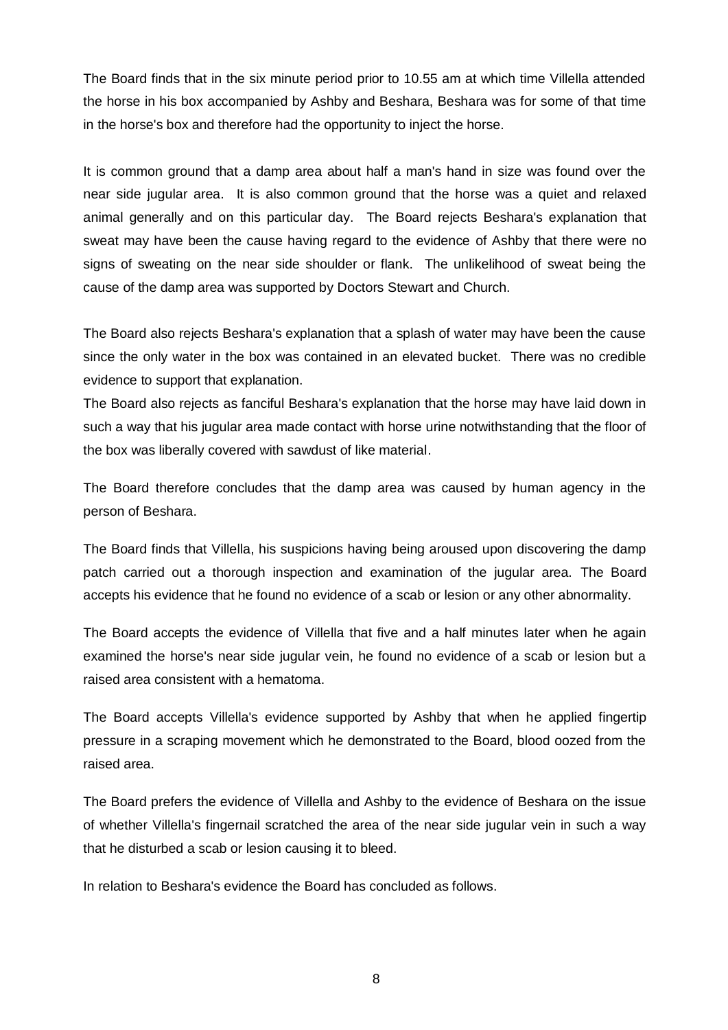The Board finds that in the six minute period prior to 10.55 am at which time Villella attended the horse in his box accompanied by Ashby and Beshara, Beshara was for some of that time in the horse's box and therefore had the opportunity to inject the horse.

It is common ground that a damp area about half a man's hand in size was found over the near side jugular area. It is also common ground that the horse was a quiet and relaxed animal generally and on this particular day. The Board rejects Beshara's explanation that sweat may have been the cause having regard to the evidence of Ashby that there were no signs of sweating on the near side shoulder or flank. The unlikelihood of sweat being the cause of the damp area was supported by Doctors Stewart and Church.

The Board also rejects Beshara's explanation that a splash of water may have been the cause since the only water in the box was contained in an elevated bucket. There was no credible evidence to support that explanation.

The Board also rejects as fanciful Beshara's explanation that the horse may have laid down in such a way that his jugular area made contact with horse urine notwithstanding that the floor of the box was liberally covered with sawdust of like material.

The Board therefore concludes that the damp area was caused by human agency in the person of Beshara.

The Board finds that Villella, his suspicions having being aroused upon discovering the damp patch carried out a thorough inspection and examination of the jugular area. The Board accepts his evidence that he found no evidence of a scab or lesion or any other abnormality.

The Board accepts the evidence of Villella that five and a half minutes later when he again examined the horse's near side jugular vein, he found no evidence of a scab or lesion but a raised area consistent with a hematoma.

The Board accepts Villella's evidence supported by Ashby that when he applied fingertip pressure in a scraping movement which he demonstrated to the Board, blood oozed from the raised area.

The Board prefers the evidence of Villella and Ashby to the evidence of Beshara on the issue of whether Villella's fingernail scratched the area of the near side jugular vein in such a way that he disturbed a scab or lesion causing it to bleed.

In relation to Beshara's evidence the Board has concluded as follows.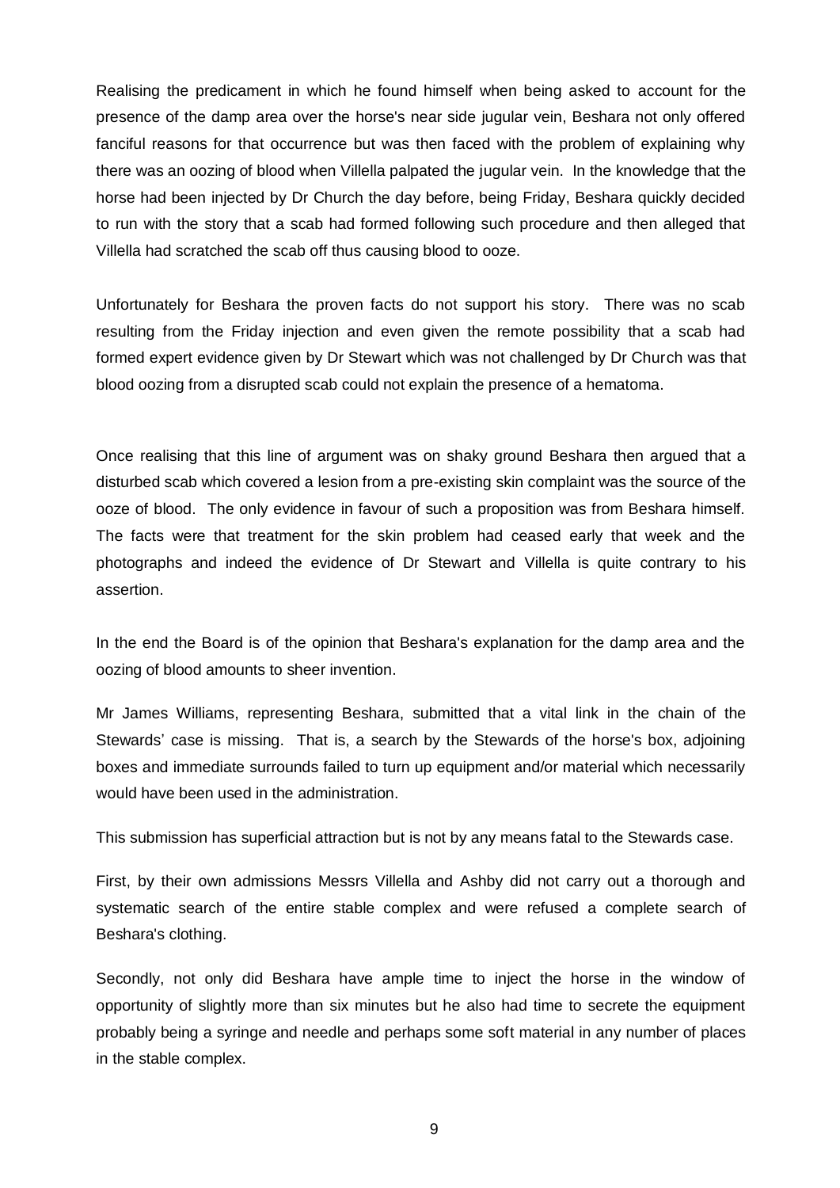Realising the predicament in which he found himself when being asked to account for the presence of the damp area over the horse's near side jugular vein, Beshara not only offered fanciful reasons for that occurrence but was then faced with the problem of explaining why there was an oozing of blood when Villella palpated the jugular vein. In the knowledge that the horse had been injected by Dr Church the day before, being Friday, Beshara quickly decided to run with the story that a scab had formed following such procedure and then alleged that Villella had scratched the scab off thus causing blood to ooze.

Unfortunately for Beshara the proven facts do not support his story. There was no scab resulting from the Friday injection and even given the remote possibility that a scab had formed expert evidence given by Dr Stewart which was not challenged by Dr Church was that blood oozing from a disrupted scab could not explain the presence of a hematoma.

Once realising that this line of argument was on shaky ground Beshara then argued that a disturbed scab which covered a lesion from a pre-existing skin complaint was the source of the ooze of blood. The only evidence in favour of such a proposition was from Beshara himself. The facts were that treatment for the skin problem had ceased early that week and the photographs and indeed the evidence of Dr Stewart and Villella is quite contrary to his assertion.

In the end the Board is of the opinion that Beshara's explanation for the damp area and the oozing of blood amounts to sheer invention.

Mr James Williams, representing Beshara, submitted that a vital link in the chain of the Stewards' case is missing. That is, a search by the Stewards of the horse's box, adjoining boxes and immediate surrounds failed to turn up equipment and/or material which necessarily would have been used in the administration.

This submission has superficial attraction but is not by any means fatal to the Stewards case.

First, by their own admissions Messrs Villella and Ashby did not carry out a thorough and systematic search of the entire stable complex and were refused a complete search of Beshara's clothing.

Secondly, not only did Beshara have ample time to inject the horse in the window of opportunity of slightly more than six minutes but he also had time to secrete the equipment probably being a syringe and needle and perhaps some soft material in any number of places in the stable complex.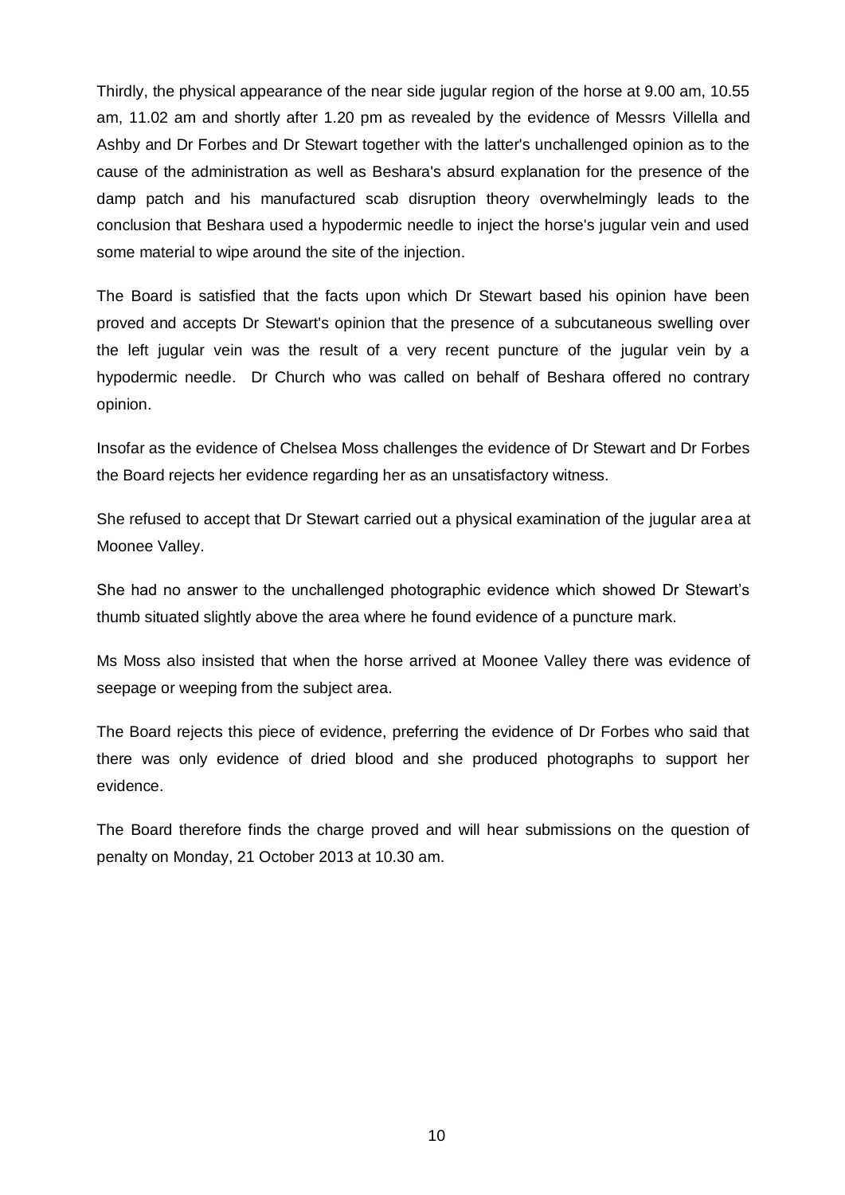Thirdly, the physical appearance of the near side jugular region of the horse at 9.00 am, 10.55 am, 11.02 am and shortly after 1.20 pm as revealed by the evidence of Messrs Villella and Ashby and Dr Forbes and Dr Stewart together with the latter's unchallenged opinion as to the cause of the administration as well as Beshara's absurd explanation for the presence of the damp patch and his manufactured scab disruption theory overwhelmingly leads to the conclusion that Beshara used a hypodermic needle to inject the horse's jugular vein and used some material to wipe around the site of the injection.

The Board is satisfied that the facts upon which Dr Stewart based his opinion have been proved and accepts Dr Stewart's opinion that the presence of a subcutaneous swelling over the left jugular vein was the result of a very recent puncture of the jugular vein by a hypodermic needle. Dr Church who was called on behalf of Beshara offered no contrary opinion.

Insofar as the evidence of Chelsea Moss challenges the evidence of Dr Stewart and Dr Forbes the Board rejects her evidence regarding her as an unsatisfactory witness.

She refused to accept that Dr Stewart carried out a physical examination of the jugular area at Moonee Valley.

She had no answer to the unchallenged photographic evidence which showed Dr Stewart's thumb situated slightly above the area where he found evidence of a puncture mark.

Ms Moss also insisted that when the horse arrived at Moonee Valley there was evidence of seepage or weeping from the subject area.

The Board rejects this piece of evidence, preferring the evidence of Dr Forbes who said that there was only evidence of dried blood and she produced photographs to support her evidence.

The Board therefore finds the charge proved and will hear submissions on the question of penalty on Monday, 21 October 2013 at 10.30 am.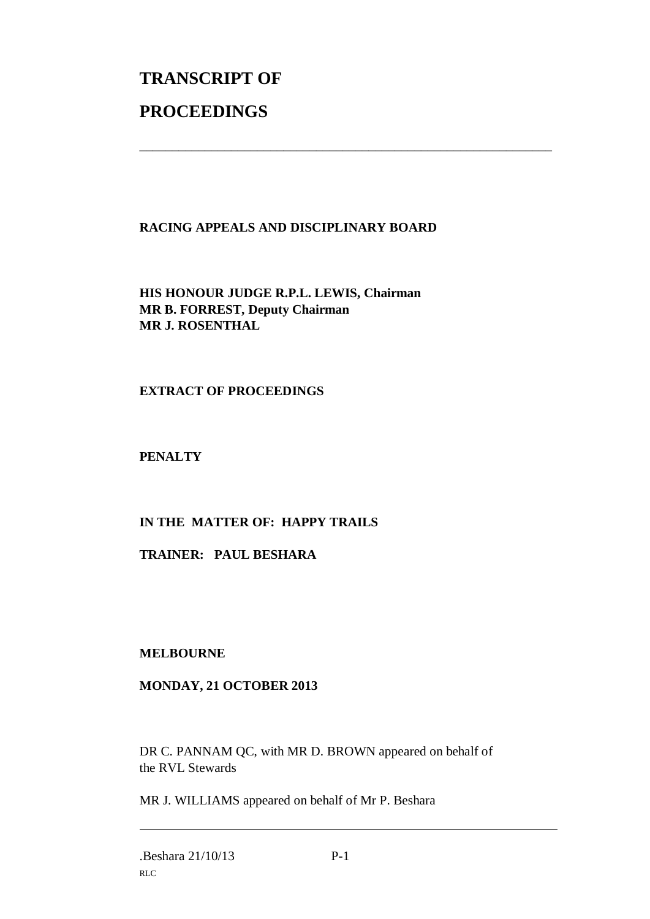# TRANSCRIPT OF

# PROCEEDINGS

---

**RACING APPEALS AND DISCIPLINARY BOARD**

**HIS HONOUR JUDGE R.P.L. LEWIS, Chairman**
**MR B. FORREST, Deputy Chairman**
**MR J. ROSENTHAL**

**EXTRACT OF PROCEEDINGS**

**PENALTY**

**IN THE MATTER OF: HAPPY TRAILS**

**TRAINER: PAUL BESHARA**

**MELBOURNE**

**MONDAY, 21 OCTOBER 2013**

DR C. PANNAM QC, with MR D. BROWN appeared on behalf of the RVL Stewards

MR J. WILLIAMS appeared on behalf of Mr P. Beshara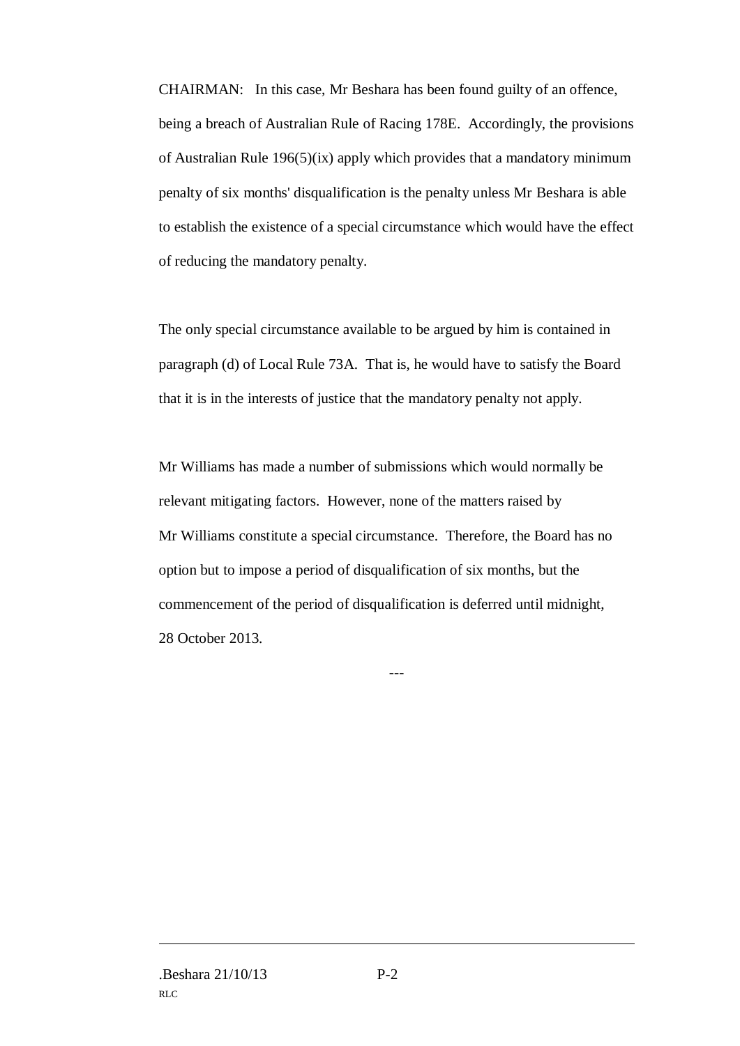CHAIRMAN: In this case, Mr Beshara has been found guilty of an offence, being a breach of Australian Rule of Racing 178E. Accordingly, the provisions of Australian Rule 196(5)(ix) apply which provides that a mandatory minimum penalty of six months' disqualification is the penalty unless Mr Beshara is able to establish the existence of a special circumstance which would have the effect of reducing the mandatory penalty.

The only special circumstance available to be argued by him is contained in paragraph (d) of Local Rule 73A. That is, he would have to satisfy the Board that it is in the interests of justice that the mandatory penalty not apply.

Mr Williams has made a number of submissions which would normally be relevant mitigating factors. However, none of the matters raised by Mr Williams constitute a special circumstance. Therefore, the Board has no option but to impose a period of disqualification of six months, but the commencement of the period of disqualification is deferred until midnight, 28 October 2013.

---